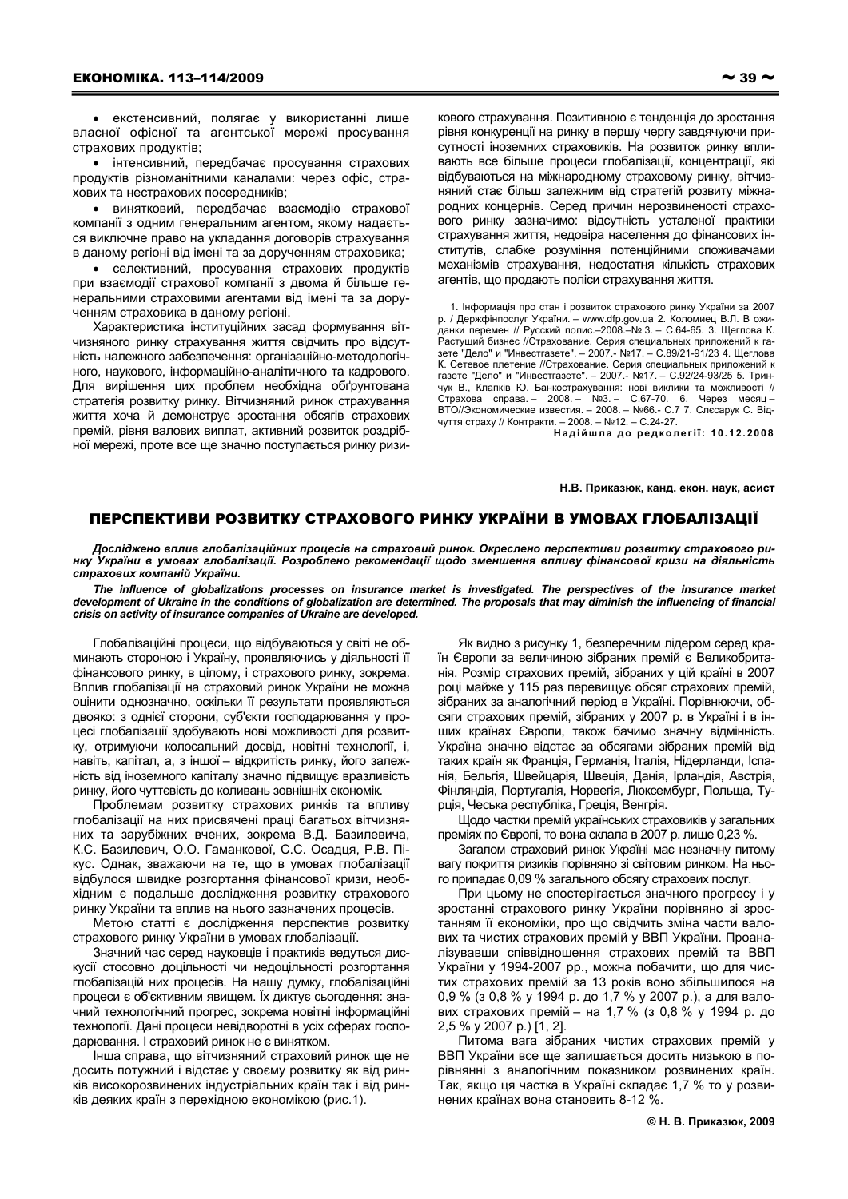• екстенсивний, полягає у використанні лише власної офісної та агентської мережі просування страхових продуктів;

• інтенсивний, передбачає просування страхових продуктів різноманітними каналами: через офіс, страхових та нестрахових посередників;

• винятковий, передбачає взаємодію страхової компанії з одним генеральним агентом, якому надається виключне право на укладання договорів страхування в даному регіоні від імені та за дорученням страховика;

• селективний, просування страхових продуктів при взаємодії страхової компанії з двома й більше генеральними страховими агентами від імені та за дорученням страховика в даному регіоні.

Характеристика інституційних засад формування вітчизняного ринку страхування життя свідчить про відсутність належного забезпечення: організаційно-методологічного, наукового, інформаційно-аналітичного та кадрового. Для вирішення цих проблем необхідна обґрунтована стратегія розвитку ринку. Вітчизняний ринок страхування життя хоча й демонструє зростання обсягів страхових премій, рівня валових виплат, активний розвиток роздрібної мережі, проте все ще значно поступається ринку ризикового страхування. Позитивною є тенденція до зростання рівня конкуренції на ринку в першу чергу завдячуючи присутності іноземних страховиків. На розвиток ринку впливають все більше процеси глобалізації, концентрації, які відбуваються на міжнародному страховому ринку, вітчизняний стає більш залежним від стратегій розвиту міжнародних концернів. Серед причин нерозвиненості страхового ринку зазначимо: відсутність усталеної практики страхування життя, недовіра населення до фінансових інститутів, слабке розуміння потенційними споживачами механізмів страхування, недостатня кількість страхових агентів, що продають поліси страхування життя.

1. Інформація про стан і розвиток страхового ринку України за 2007 р. / Держфінпослуг України. – www.dfp.gov.ua 2. Коломиец В.Л. В ожиданки перемен // Русский полис.–2008.–№ 3. – С.64-65. 3. Щеглова К. Растущий бизнес //Страхование. Серия специальных приложений к газете "Дело" и "Инвестгазете". – 2007.- №17. – С.89/21-91/23 4. Щеглова К. Сетевое плетение //Страхование. Серия специальных приложений к газете "Дело" и "Инвестгазете". – 2007.- №17. – С.92/24-93/25 5. Тринчук В., Клапків Ю. Банкострахування: нові виклики та можливості // Страхова справа.– 2008.– №3.– С.67-70. 6. Через месяц – ВТО//Экономические известия. – 2008. – №66.- С.7 7. Слєсарук С. Відчуття страху // Контракти. – 2008. – №12. – С.24-27.

**Надійшла до редколегії: 10.12.2008**

**Н.В. Приказюк, канд. екон. наук, асист**

## ПЕРСПЕКТИВИ РОЗВИТКУ СТРАХОВОГО РИНКУ УКРАЇНИ В УМОВАХ ГЛОБАЛІЗАЦІЇ

***Досліджено вплив глобалізаційних процесів на страховий ринок. Окреслено перспективи розвитку страхового ринку України в умовах глобалізації. Розроблено рекомендації щодо зменшення впливу фінансової кризи на діяльність страхових компаній України.***

***The influence of globalizations processes on insurance market is investigated. The perspectives of the insurance market development of Ukraine in the conditions of globalization are determined. The proposals that may diminish the influencing of financial crisis on activity of insurance companies of Ukraine are developed.***

Глобалізаційні процеси, що відбуваються у світі не обминають стороною і Україну, проявляючись у діяльності її фінансового ринку, в цілому, і страхового ринку, зокрема. Вплив глобалізації на страховий ринок України не можна оцінити однозначно, оскільки її результати проявляються двояко: з однієї сторони, суб'єкти господарювання у процесі глобалізації здобувають нові можливості для розвитку, отримуючи колосальний досвід, новітні технології, і, навіть, капітал, а, з іншої – відкритість ринку, його залежність від іноземного капіталу значно підвищує вразливість ринку, його чуттєвість до коливань зовнішніх економік.

Проблемам розвитку страхових ринків та впливу глобалізації на них присвячені праці багатьох вітчизняних та зарубіжних вчених, зокрема В.Д. Базилевича, К.С. Базилевич, О.О. Гаманкової, С.С. Осадця, Р.В. Пікус. Однак, зважаючи на те, що в умовах глобалізації відбулося швидке розгортання фінансової кризи, необхідним є подальше дослідження розвитку страхового ринку України та вплив на нього зазначених процесів.

Метою статті є дослідження перспектив розвитку страхового ринку України в умовах глобалізації.

Значний час серед науковців і практиків ведуться дискусії стосовно доцільності чи недоцільності розгортання глобалізацій них процесів. На нашу думку, глобалізаційні процеси є об'єктивним явищем. Їх диктує сьогодення: значний технологічний прогрес, зокрема новітні інформаційні технології. Дані процеси невідворотні в усіх сферах господарювання. І страховий ринок не є винятком.

Інша справа, що вітчизняний страховий ринок ще не досить потужний і відстає у своєму розвитку як від ринків високорозвинених індустріальних країн так і від ринків деяких країн з перехідною економікою (рис.1).

Як видно з рисунку 1, безперечним лідером серед країн Європи за величиною зібраних премій є Великобританія. Розмір страхових премій, зібраних у цій країні в 2007 році майже у 115 раз перевищує обсяг страхових премій, зібраних за аналогічний період в Україні. Порівнюючи, обсяги страхових премій, зібраних у 2007 р. в Україні і в інших країнах Європи, також бачимо значну відмінність. Україна значно відстає за обсягами зібраних премій від таких країн як Франція, Германія, Італія, Нідерланди, Іспанія, Бельгія, Швейцарія, Швеція, Данія, Ірландія, Австрія, Фінляндія, Португалія, Норвегія, Люксембург, Польща, Турція, Чеська республіка, Греція, Венгрія.

Щодо частки премій українських страховиків у загальних преміях по Європі, то вона склала в 2007 р. лише 0,23 %.

Загалом страховий ринок України має незначну питому вагу покриття ризиків порівняно зі світовим ринком. На нього припадає 0,09 % загального обсягу страхових послуг.

При цьому не спостерігається значного прогресу і у зростанні страхового ринку України порівняно зі зростанням її економіки, про що свідчить зміна части валових та чистих страхових премій у ВВП України. Проаналізувавши співвідношення страхових премій та ВВП України у 1994-2007 рр., можна побачити, що для чистих страхових премій за 13 років воно збільшилося на 0,9 % (з 0,8 % у 1994 р. до 1,7 % у 2007 р.), а для валових страхових премій – на 1,7 % (з 0,8 % у 1994 р. до 2,5 % у 2007 р.) [1, 2].

Питома вага зібраних чистих страхових премій у ВВП України все ще залишається досить низькою в порівнянні з аналогічним показником розвинених країн. Так, якщо ця частка в Україні складає 1,7 % то у розвинених країнах вона становить 8-12 %.

© Н. В. Приказюк, 2009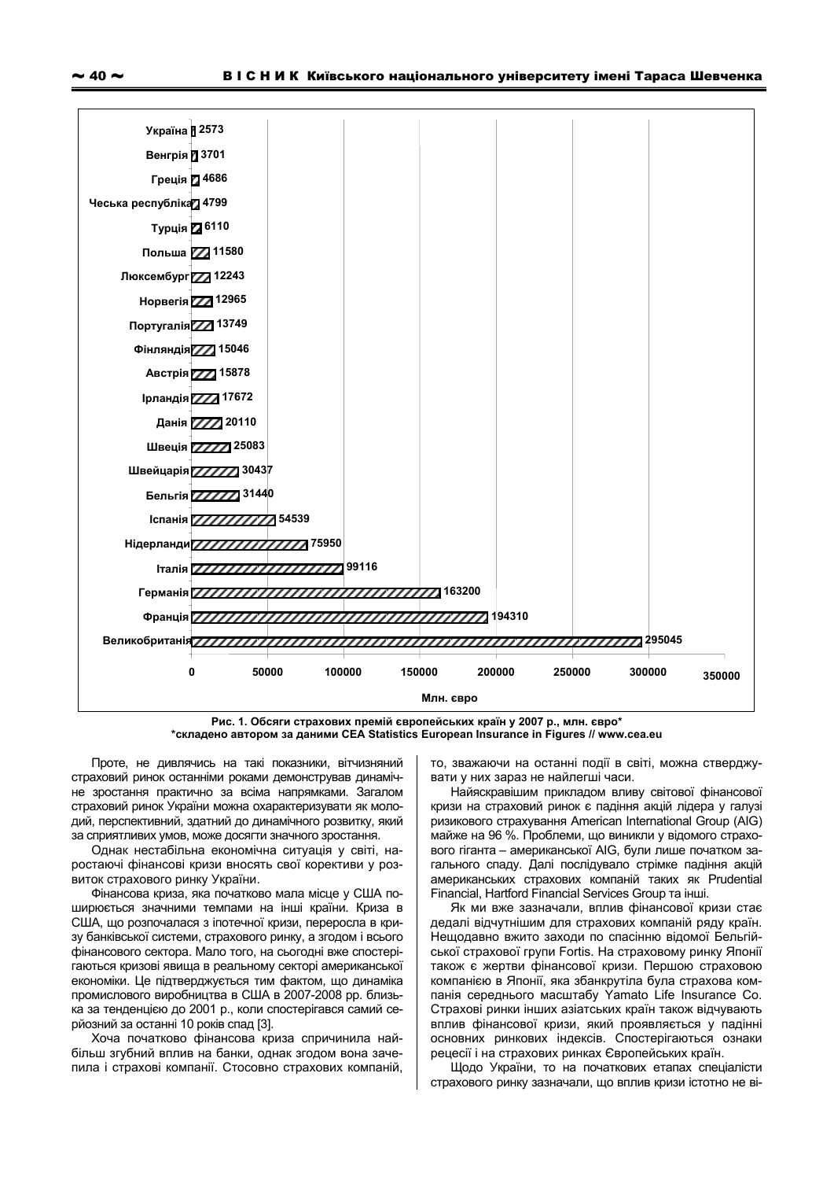| Країна | Млн. євро |
|---|---|
| Україна | 2573 |
| Венгрія | 3701 |
| Греція | 4686 |
| Чеська республіка | 4799 |
| Турція | 6110 |
| Польша | 11580 |
| Люксембург | 12243 |
| Норвегія | 12965 |
| Португалія | 13749 |
| Фінляндія | 15046 |
| Австрія | 15878 |
| Ірландія | 17672 |
| Данія | 20110 |
| Швеція | 25083 |
| Швейцарія | 30437 |
| Бельгія | 31440 |
| Іспанія | 54539 |
| Нідерланди | 75950 |
| Італія | 99116 |
| Германія | 163200 |
| Франція | 194310 |
| Великобританія | 295045 |

**Рис. 1. Обсяги страхових премій європейських країн у 2007 р., млн. євро***
***складено автором за даними CEA Statistics European Insurance in Figures // www.cea.eu**

Проте, не дивлячись на такі показники, вітчизняний страховий ринок останніми роками демонстрував динамічне зростання практично за всіма напрямками. Загалом страховий ринок України можна охарактеризувати як молодий, перспективний, здатний до динамічного розвитку, який за сприятливих умов, може досягти значного зростання.

Однак нестабільна економічна ситуація у світі, наростаючі фінансові кризи вносять свої корективи у розвиток страхового ринку України.

Фінансова криза, яка початково мала місце у США поширюється значними темпами на інші країни. Криза в США, що розпочалася з іпотечної кризи, переросла в кризу банківської системи, страхового ринку, а згодом і всього фінансового сектора. Мало того, на сьогодні вже спостерігаються кризові явища в реальному секторі американської економіки. Це підтверджується тим фактом, що динаміка промислового виробництва в США в 2007-2008 рр. близька за тенденцією до 2001 р., коли спостерігався самий серйозний за останні 10 років спад [3].

Хоча початково фінансова криза спричинила найбільш згубний вплив на банки, однак згодом вона зачепила і страхові компанії. Стосовно страхових компаній, то, зважаючи на останні події в світі, можна стверджувати у них зараз не найлегші часи.

Найяскравішим прикладом впливу світової фінансової кризи на страховий ринок є падіння акцій лідера у галузі ризикового страхування American International Group (AIG) майже на 96 %. Проблеми, що виникли у відомого страхового гіганта – американської AIG, були лише початком загального спаду. Далі послідувало стрімке падіння акцій американських страхових компаній таких як Prudential Financial, Hartford Financial Services Group та інші.

Як ми вже зазначали, вплив фінансової кризи стає дедалі відчутнішим для страхових компаній ряду країн. Нещодавно вжито заходи по спасінню відомої Бельгійської страхової групи Fortis. На страховому ринку Японії також є жертви фінансової кризи. Першою страховою компанією в Японії, яка збанкрутіла була страхова компанія середнього масштабу Yamato Life Insurance Co. Страхові ринки інших азіатських країн також відчувають вплив фінансової кризи, який проявляється у падінні основних ринкових індексів. Спостерігаються ознаки рецесії і на страхових ринках Європейських країн.

Щодо України, то на початкових етапах спеціалісти страхового ринку зазначали, що вплив кризи істотно не ві-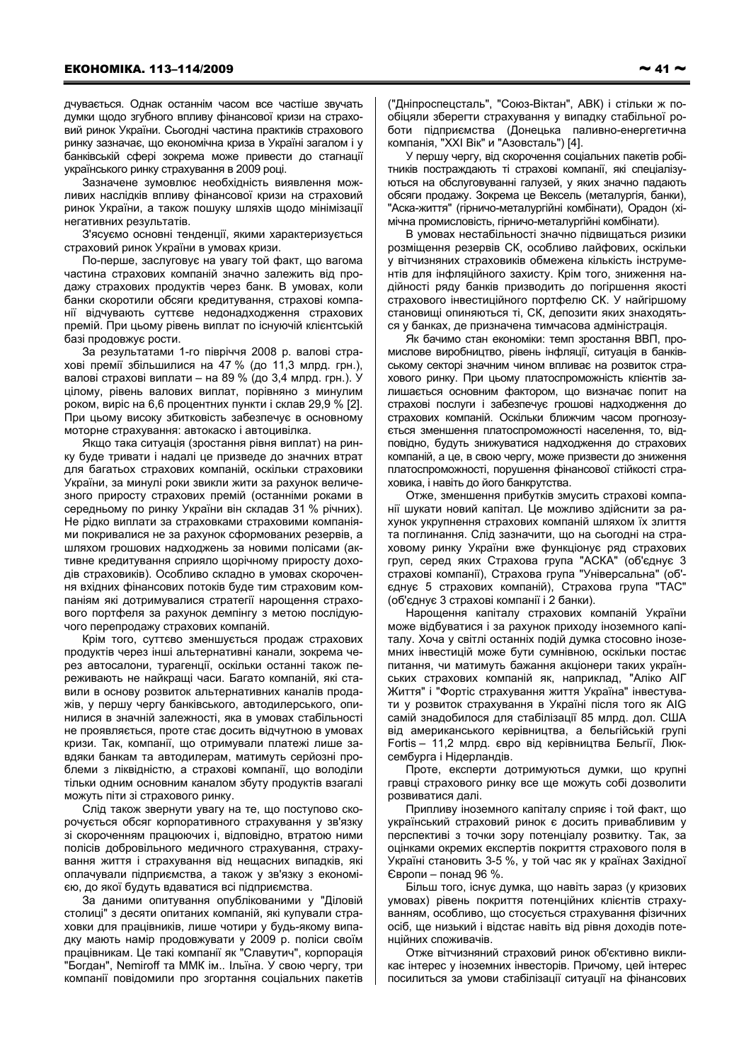дчувається. Однак останнім часом все частіше звучать думки щодо згубного впливу фінансової кризи на страховий ринок України. Сьогодні частина практиків страхового ринку зазначає, що економічна криза в Україні загалом і у банківській сфері зокрема може привести до стагнації українського ринку страхування в 2009 році.

Зазначене зумовлює необхідність виявлення можливих наслідків впливу фінансової кризи на страховий ринок України, а також пошуку шляхів щодо мінімізації негативних результатів.

З'ясуємо основні тенденції, якими характеризується страховий ринок України в умовах кризи.

По-перше, заслуговує на увагу той факт, що вагома частина страхових компаній значно залежить від продажу страхових продуктів через банк. В умовах, коли банки скоротили обсяги кредитування, страхові компанії відчувають суттєве недонадходження страхових премій. При цьому рівень виплат по існуючій клієнтській базі продовжує рости.

За результатами 1-го півріччя 2008 р. валові страхові премії збільшилися на 47 % (до 11,3 млрд. грн.), валові страхові виплати – на 89 % (до 3,4 млрд. грн.). У цілому, рівень валових виплат, порівняно з минулим роком, виріс на 6,6 процентних пункти і склав 29,9 % [2]. При цьому високу збитковість забезпечує в основному моторне страхування: автокаско і автоцивілка.

Якщо така ситуація (зростання рівня виплат) на ринку буде тривати і надалі це призведе до значних втрат для багатьох страхових компаній, оскільки страховики України, за минулі роки звикли жити за рахунок величезного приросту страхових премій (останніми роками в середньому по ринку України він складав 31 % річних). Не рідко виплати за страховками страховими компаніями покривалися не за рахунок сформованих резервів, а шляхом грошових надходжень за новими полісами (активне кредитування сприяло щорічному приросту доходів страховиків). Особливо складно в умовах скорочення вхідних фінансових потоків буде тим страховим компаніям які дотримувалися стратегії нарощення страхового портфеля за рахунок демпінгу з метою послідуючого перепродажу страхових компаній.

Крім того, суттєво зменшується продаж страхових продуктів через інші альтернативні канали, зокрема через автосалони, турагенції, оскільки останні також переживають не найкращі часи. Багато компаній, які ставили в основу розвиток альтернативних каналів продажів, у першу чергу банківського, автодилерського, опинилися в значній залежності, яка в умовах стабільності не проявляється, проте стає досить відчутною в умовах кризи. Так, компанії, що отримували платежі лише завдяки банкам та автодилерам, матимуть серйозні проблеми з ліквідністю, а страхові компанії, що володіли тільки одним основним каналом збуту продуктів взагалі можуть піти зі страхового ринку.

Слід також звернути увагу на те, що поступово скорочується обсяг корпоративного страхування у зв'язку зі скороченням працюючих і, відповідно, втратою ними полісів добровільного медичного страхування, страхування життя і страхування від нещасних випадків, які оплачували підприємства, а також у зв'язку з економією, до якої будуть вдаватися всі підприємства.

За даними опитування опублікованими у "Діловій столиці" з десяти опитаних компаній, які купували страховки для працівників, лише чотири у будь-якому випадку мають намір продовжувати у 2009 р. поліси своїм працівникам. Це такі компанії як "Славутич", корпорація "Богдан", Nemiroff та ММК ім.. Ільїна. У свою чергу, три компанії повідомили про згортання соціальних пакетів ("Дніпроспецсталь", "Союз-Віктан", АВК) і стільки ж пообіцяли зберегти страхування у випадку стабільної роботи підприємства (Донецька паливно-енергетична компанія, "XXI Вік" и "Азовсталь") [4].

У першу чергу, від скорочення соціальних пакетів робітників постраждають ті страхові компанії, які спеціалізуються на обслуговуванні галузей, у яких значно падають обсяги продажу. Зокрема це Вексель (металургія, банки), "Аска-життя" (гірничо-металургійні комбінати), Орадон (хімічна промисловість, гірничо-металургійні комбінати).

В умовах нестабільності значно підвищається ризики розміщення резервів СК, особливо лайфових, оскільки у вітчизняних страховиків обмежена кількість інструментів для інфляційного захисту. Крім того, зниження надійності ряду банків призводить до погіршення якості страхового інвестиційного портфелю СК. У найгіршому становищі опиняються ті, СК, депозити яких знаходяться у банках, де призначена тимчасова адміністрація.

Як бачимо стан економіки: темп зростання ВВП, промислове виробництво, рівень інфляції, ситуація в банківському секторі значним чином впливає на розвиток страхового ринку. При цьому платоспроможність клієнтів залишається основним фактором, що визначає попит на страхові послуги і забезпечує грошові надходження до страхових компаній. Оскільки ближчим часом прогнозується зменшення платоспроможності населення, то, відповідно, будуть знижуватися надходження до страхових компаній, а це, в свою чергу, може призвести до зниження платоспроможності, порушення фінансової стійкості страховика, і навіть до його банкрутства.

Отже, зменшення прибутків змусить страхові компанії шукати новий капітал. Це можливо здійснити за рахунок укрупнення страхових компаній шляхом їх злиття та поглинання. Слід зазначити, що на сьогодні на страховому ринку України вже функціонує ряд страхових груп, серед яких Страхова група "АСКА" (об'єднує 3 страхові компанії), Страхова група "Універсальна" (об'єднує 5 страхових компаній), Страхова група "ТАС" (об'єднує 3 страхові компанії і 2 банки).

Нарощення капіталу страхових компаній України може відбуватися і за рахунок приходу іноземного капіталу. Хоча у світлі останніх подій думка стосовно іноземних інвестицій може бути сумнівною, оскільки постає питання, чи матимуть бажання акціонери таких українських страхових компаній як, наприклад, "Аліко АІГ Життя" і "Фортіс страхування життя Україна" інвестувати у розвиток страхування в Україні після того як AIG самій знадобилося для стабілізації 85 млрд. дол. США від американського керівництва, а бельгійській групі Fortis – 11,2 млрд. євро від керівництва Бельгії, Люксембурга і Нідерландів.

Проте, експерти дотримуються думки, що крупні гравці страхового ринку все ще можуть собі дозволити розвиватися далі.

Припливу іноземного капіталу сприяє і той факт, що український страховий ринок є досить привабливим у перспективі з точки зору потенціалу розвитку. Так, за оцінками окремих експертів покриття страхового поля в Україні становить 3-5 %, у той час як у країнах Західної Європи – понад 96 %.

Більш того, існує думка, що навіть зараз (у кризових умовах) рівень покриття потенційних клієнтів страхуванням, особливо, що стосується страхування фізичних осіб, ще низький і відстає навіть від рівня доходів потенційних споживачів.

Отже вітчизняний страховий ринок об'єктивно викликає інтерес у іноземних інвесторів. Причому, цей інтерес посилиться за умови стабілізації ситуації на фінансових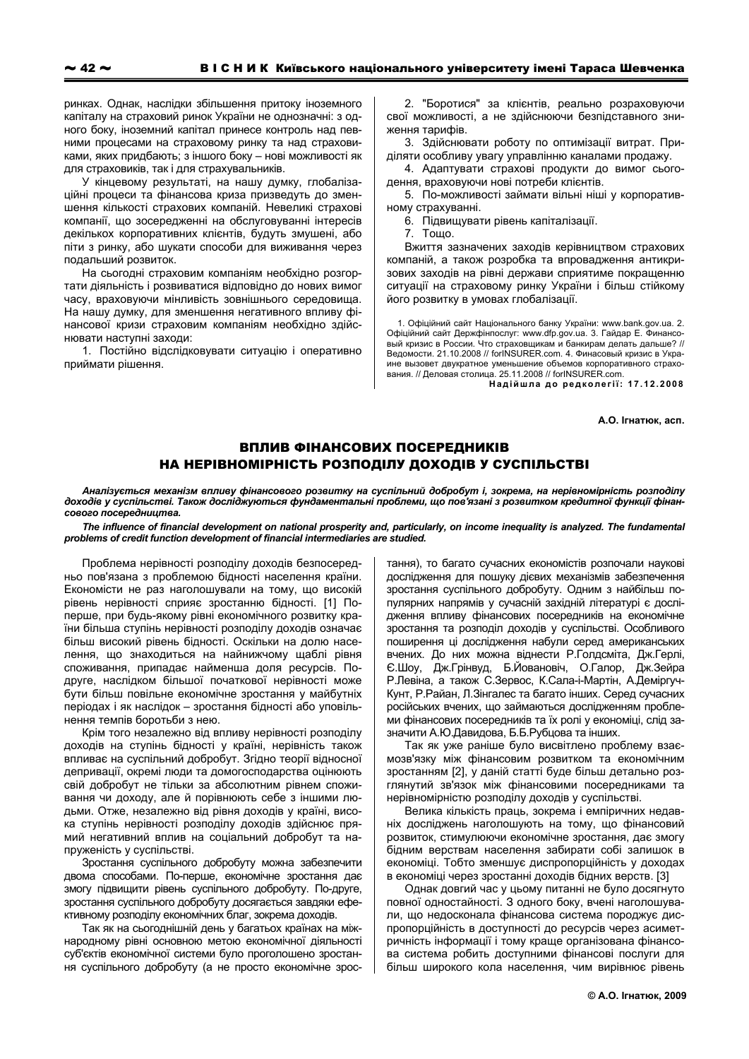ринках. Однак, наслідки збільшення притоку іноземного капіталу на страховий ринок України не однозначні: з одного боку, іноземний капітал принесе контроль над певними процесами на страховому ринку та над страховиками, яких придбають; з іншого боку – нові можливості як для страховиків, так і для страхувальників.

У кінцевому результаті, на нашу думку, глобалізаційні процеси та фінансова криза призведуть до зменшення кількості страхових компаній. Невеликі страхові компанії, що зосереджені на обслуговуванні інтересів декількох корпоративних клієнтів, будуть змушені, або піти з ринку, або шукати способи для виживання через подальший розвиток.

На сьогодні страховим компаніям необхідно розгортати діяльність і розвиватися відповідно до нових вимог часу, враховуючи мінливість зовнішнього середовища. На нашу думку, для зменшення негативного впливу фінансової кризи страховим компаніям необхідно здійснювати наступні заходи:

1. Постійно відслідковувати ситуацію і оперативно приймати рішення.
2. "Боротися" за клієнтів, реально розраховуючи свої можливості, а не здійснюючи безпідставного зниження тарифів.
3. Здійснювати роботу по оптимізації витрат. Приділяти особливу увагу управлінню каналами продажу.
4. Адаптувати страхові продукти до вимог сьогодення, враховуючи нові потреби клієнтів.
5. По-можливості займати вільні ніші у корпоративному страхуванні.
6. Підвищувати рівень капіталізації.
7. Тощо.

Вжиття зазначених заходів керівництвом страхових компаній, а також розробка та впровадження антикризових заходів на рівні держави сприятиме покращенню ситуації на страховому ринку України і більш стійкому його розвитку в умовах глобалізації.

1. Офіційний сайт Національного банку України: www.bank.gov.ua. 2. Офіційний сайт Держфінпослуг: www.dfp.gov.ua. 3. Гайдар Е. Финансовый кризис в России. Что страховщикам и банкирам делать дальше? // Ведомости. 21.10.2008 // forINSURER.com. 4. Финасовый кризис в Украине вызовет двукратное уменьшение объемов корпоративного страхования. // Деловая столица. 25.11.2008 // forINSURER.com.

**Надійшла до редколегії: 17.12.2008**

А.О. Ігнатюк, асп.

## ВПЛИВ ФІНАНСОВИХ ПОСЕРЕДНИКІВ НА НЕРІВНОМІРНІСТЬ РОЗПОДІЛУ ДОХОДІВ У СУСПІЛЬСТВІ

***Аналізується механізм впливу фінансового розвитку на суспільний добробут і, зокрема, на нерівномірність розподілу доходів у суспільстві. Також досліджуються фундаментальні проблеми, що пов'язані з розвитком кредитної функції фінансового посередництва.***

***The influence of financial development on national prosperity and, particularly, on income inequality is analyzed. The fundamental problems of credit function development of financial intermediaries are studied.***

Проблема нерівності розподілу доходів безпосередньо пов'язана з проблемою бідності населення країни. Економісти не раз наголошували на тому, що високий рівень нерівності сприяє зростанню бідності. [1] По-перше, при будь-якому рівні економічного розвитку країни більша ступінь нерівності розподілу доходів означає більш високий рівень бідності. Оскільки на долю населення, що знаходиться на найнижчому щаблі рівня споживання, припадає найменша доля ресурсів. По-друге, наслідком більшої початкової нерівності може бути більш повільне економічне зростання у майбутніх періодах і як наслідок – зростання бідності або уповільнення темпів боротьби з нею.

Крім того незалежно від впливу нерівності розподілу доходів на ступінь бідності у країні, нерівність також впливає на суспільний добробут. Згідно теорії відносної депривації, окремі люди та домогосподарства оцінюють свій добробут не тільки за абсолютним рівнем споживання чи доходу, але й порівнюють себе з іншими людьми. Отже, незалежно від рівня доходів у країні, висока ступінь нерівності розподілу доходів здійснює прямий негативний вплив на соціальний добробут та напруженість у суспільстві.

Зростання суспільного добробуту можна забезпечити двома способами. По-перше, економічне зростання дає змогу підвищити рівень суспільного добробуту. По-друге, зростання суспільного добробуту досягається завдяки ефективному розподілу економічних благ, зокрема доходів.

Так як на сьогоднішній день у багатьох країнах на міжнародному рівні основною метою економічної діяльності суб'єктів економічної системи було проголошено зростання суспільного добробуту (а не просто економічне зростання), то багато сучасних економістів розпочали наукові дослідження для пошуку дієвих механізмів забезпечення зростання суспільного добробуту. Одним з найбільш популярних напрямів у сучасній західній літературі є дослідження впливу фінансових посередників на економічне зростання та розподіл доходів у суспільстві. Особливого поширення ці дослідження набули серед американських вчених. До них можна віднести Р.Голдсміта, Дж.Герлі, Є.Шоу, Дж.Грінвуд, Б.Йовановіч, О.Галор, Дж.Зейра Р.Левіна, а також С.Зервос, К.Сала-і-Мартін, А.Деміргуч-Кунт, Р.Райан, Л.Зінгалес та багато інших. Серед сучасних російських вчених, що займаються дослідженням проблеми фінансових посередників та їх ролі у економіці, слід зазначити А.Ю.Давидова, Б.Б.Рубцова та інших.

Так як уже раніше було висвітлено проблему взаємозв'язку між фінансовим розвитком та економічним зростанням [2], у даній статті буде більш детально розглянутий зв'язок між фінансовими посередниками та нерівномірністю розподілу доходів у суспільстві.

Велика кількість праць, зокрема і емпіричних недавніх досліджень наголошують на тому, що фінансовий розвиток, стимулюючи економічне зростання, дає змогу бідним верствам населення забирати собі залишок в економіці. Тобто зменшує диспропорційність у доходах в економіці через зростанні доходів бідних верств. [3]

Однак довгий час у цьому питанні не було досягнуто повної одностайності. З одного боку, вчені наголошували, що недосконала фінансова система породжує диспропорційність в доступності до ресурсів через асиметричність інформації і тому краще організована фінансова система робить доступними фінансові послуги для більш широкого кола населення, чим вирівнює рівень

© А.О. Ігнатюк, 2009